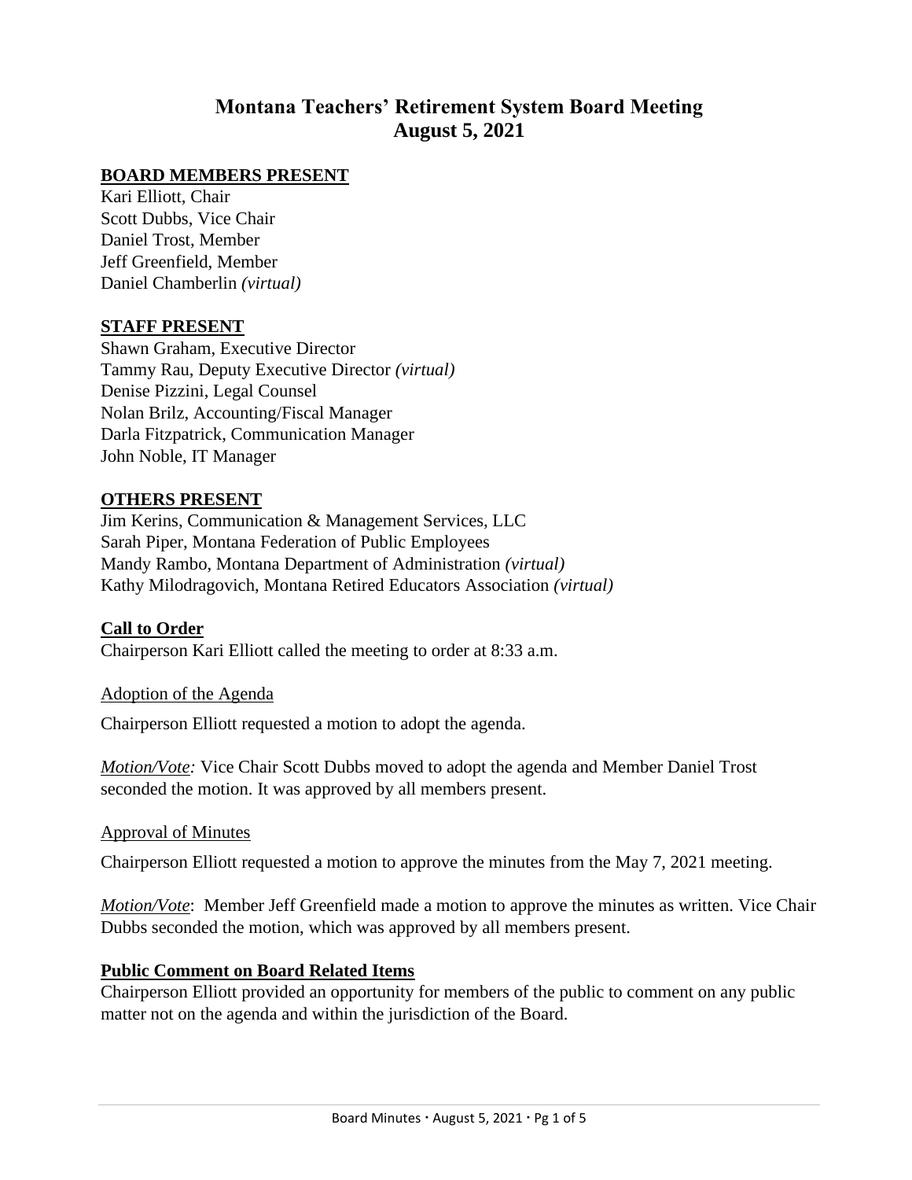# Montana Teachers' Retirement System Board Meeting
# August 5, 2021

**BOARD MEMBERS PRESENT**

Kari Elliott, Chair
Scott Dubbs, Vice Chair
Daniel Trost, Member
Jeff Greenfield, Member
Daniel Chamberlin *(virtual)*

**STAFF PRESENT**

Shawn Graham, Executive Director
Tammy Rau, Deputy Executive Director *(virtual)*
Denise Pizzini, Legal Counsel
Nolan Brilz, Accounting/Fiscal Manager
Darla Fitzpatrick, Communication Manager
John Noble, IT Manager

**OTHERS PRESENT**

Jim Kerins, Communication & Management Services, LLC
Sarah Piper, Montana Federation of Public Employees
Mandy Rambo, Montana Department of Administration *(virtual)*
Kathy Milodragovich, Montana Retired Educators Association *(virtual)*

**Call to Order**

Chairperson Kari Elliott called the meeting to order at 8:33 a.m.

Adoption of the Agenda

Chairperson Elliott requested a motion to adopt the agenda.

*Motion/Vote:* Vice Chair Scott Dubbs moved to adopt the agenda and Member Daniel Trost seconded the motion. It was approved by all members present.

Approval of Minutes

Chairperson Elliott requested a motion to approve the minutes from the May 7, 2021 meeting.

*Motion/Vote*: Member Jeff Greenfield made a motion to approve the minutes as written. Vice Chair Dubbs seconded the motion, which was approved by all members present.

**Public Comment on Board Related Items**

Chairperson Elliott provided an opportunity for members of the public to comment on any public matter not on the agenda and within the jurisdiction of the Board.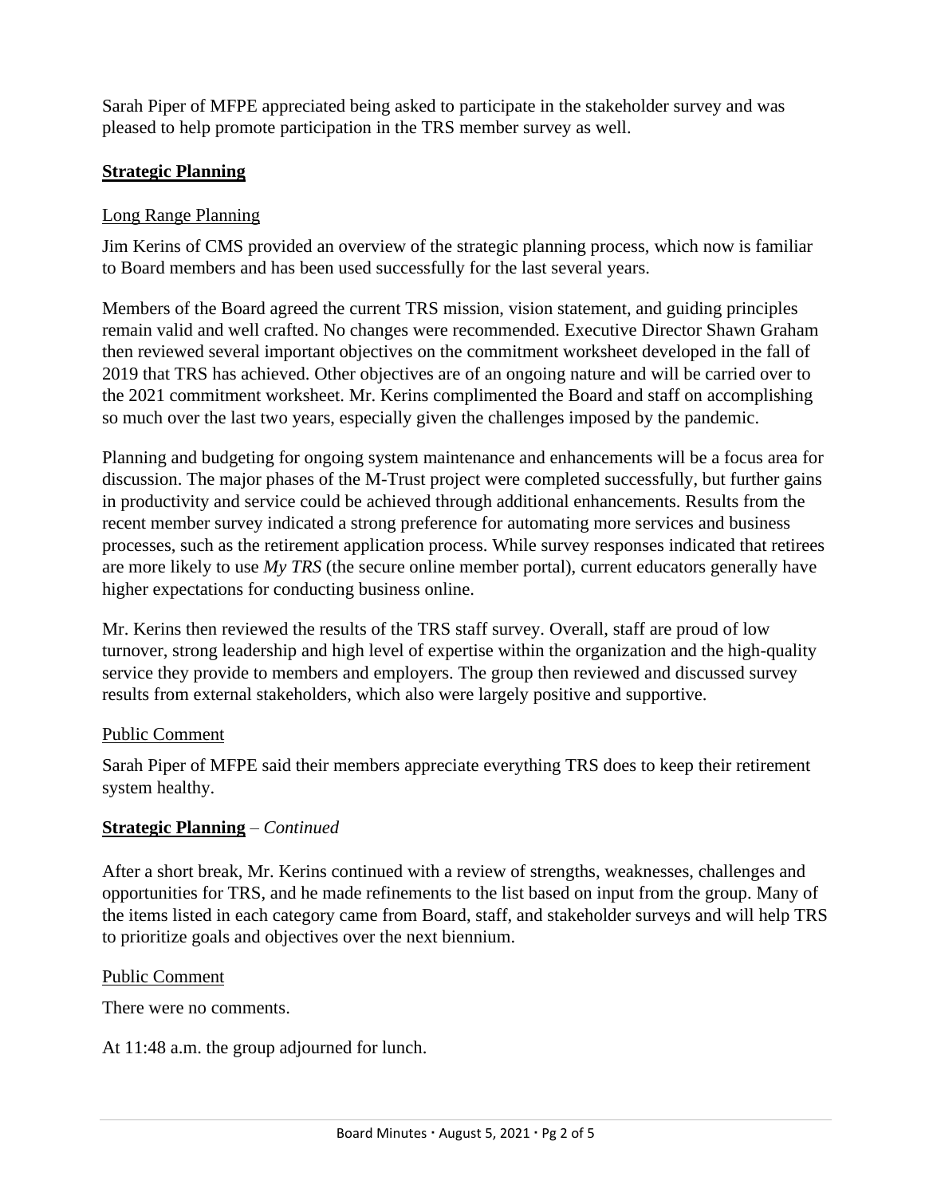Sarah Piper of MFPE appreciated being asked to participate in the stakeholder survey and was pleased to help promote participation in the TRS member survey as well.

## **Strategic Planning**

### Long Range Planning

Jim Kerins of CMS provided an overview of the strategic planning process, which now is familiar to Board members and has been used successfully for the last several years.

Members of the Board agreed the current TRS mission, vision statement, and guiding principles remain valid and well crafted. No changes were recommended. Executive Director Shawn Graham then reviewed several important objectives on the commitment worksheet developed in the fall of 2019 that TRS has achieved. Other objectives are of an ongoing nature and will be carried over to the 2021 commitment worksheet. Mr. Kerins complimented the Board and staff on accomplishing so much over the last two years, especially given the challenges imposed by the pandemic.

Planning and budgeting for ongoing system maintenance and enhancements will be a focus area for discussion. The major phases of the M-Trust project were completed successfully, but further gains in productivity and service could be achieved through additional enhancements. Results from the recent member survey indicated a strong preference for automating more services and business processes, such as the retirement application process. While survey responses indicated that retirees are more likely to use *My TRS* (the secure online member portal), current educators generally have higher expectations for conducting business online.

Mr. Kerins then reviewed the results of the TRS staff survey. Overall, staff are proud of low turnover, strong leadership and high level of expertise within the organization and the high-quality service they provide to members and employers. The group then reviewed and discussed survey results from external stakeholders, which also were largely positive and supportive.

### Public Comment

Sarah Piper of MFPE said their members appreciate everything TRS does to keep their retirement system healthy.

## **Strategic Planning** – *Continued*

After a short break, Mr. Kerins continued with a review of strengths, weaknesses, challenges and opportunities for TRS, and he made refinements to the list based on input from the group. Many of the items listed in each category came from Board, staff, and stakeholder surveys and will help TRS to prioritize goals and objectives over the next biennium.

### Public Comment

There were no comments.

At 11:48 a.m. the group adjourned for lunch.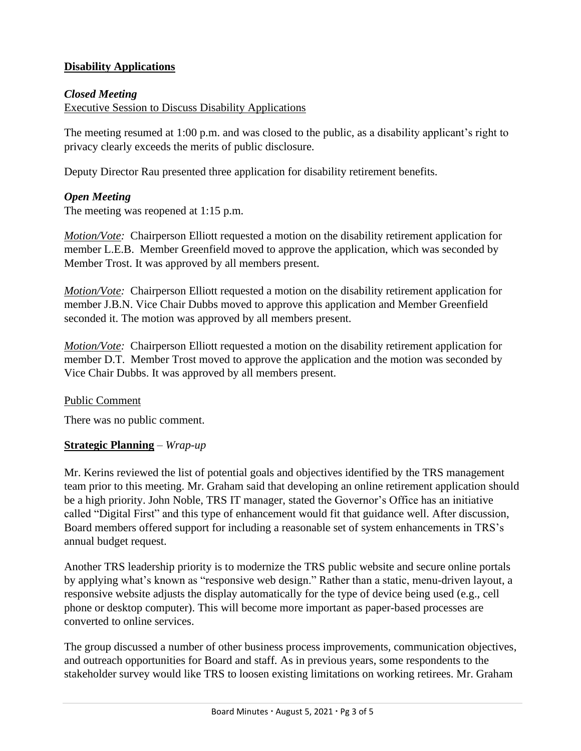## **Disability Applications**

### *Closed Meeting*

Executive Session to Discuss Disability Applications

The meeting resumed at 1:00 p.m. and was closed to the public, as a disability applicant's right to privacy clearly exceeds the merits of public disclosure.

Deputy Director Rau presented three application for disability retirement benefits.

### *Open Meeting*

The meeting was reopened at 1:15 p.m.

*Motion/Vote:* Chairperson Elliott requested a motion on the disability retirement application for member L.E.B. Member Greenfield moved to approve the application, which was seconded by Member Trost. It was approved by all members present.

*Motion/Vote:* Chairperson Elliott requested a motion on the disability retirement application for member J.B.N. Vice Chair Dubbs moved to approve this application and Member Greenfield seconded it. The motion was approved by all members present.

*Motion/Vote:* Chairperson Elliott requested a motion on the disability retirement application for member D.T. Member Trost moved to approve the application and the motion was seconded by Vice Chair Dubbs. It was approved by all members present.

Public Comment

There was no public comment.

## **Strategic Planning** – *Wrap-up*

Mr. Kerins reviewed the list of potential goals and objectives identified by the TRS management team prior to this meeting. Mr. Graham said that developing an online retirement application should be a high priority. John Noble, TRS IT manager, stated the Governor's Office has an initiative called "Digital First" and this type of enhancement would fit that guidance well. After discussion, Board members offered support for including a reasonable set of system enhancements in TRS's annual budget request.

Another TRS leadership priority is to modernize the TRS public website and secure online portals by applying what's known as "responsive web design." Rather than a static, menu-driven layout, a responsive website adjusts the display automatically for the type of device being used (e.g., cell phone or desktop computer). This will become more important as paper-based processes are converted to online services.

The group discussed a number of other business process improvements, communication objectives, and outreach opportunities for Board and staff. As in previous years, some respondents to the stakeholder survey would like TRS to loosen existing limitations on working retirees. Mr. Graham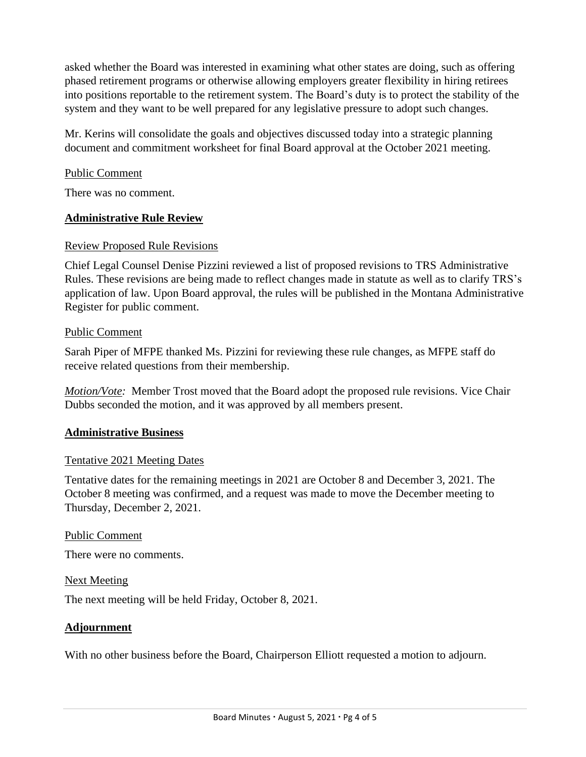asked whether the Board was interested in examining what other states are doing, such as offering phased retirement programs or otherwise allowing employers greater flexibility in hiring retirees into positions reportable to the retirement system. The Board's duty is to protect the stability of the system and they want to be well prepared for any legislative pressure to adopt such changes.

Mr. Kerins will consolidate the goals and objectives discussed today into a strategic planning document and commitment worksheet for final Board approval at the October 2021 meeting.

Public Comment

There was no comment.

## **Administrative Rule Review**

Review Proposed Rule Revisions

Chief Legal Counsel Denise Pizzini reviewed a list of proposed revisions to TRS Administrative Rules. These revisions are being made to reflect changes made in statute as well as to clarify TRS's application of law. Upon Board approval, the rules will be published in the Montana Administrative Register for public comment.

Public Comment

Sarah Piper of MFPE thanked Ms. Pizzini for reviewing these rule changes, as MFPE staff do receive related questions from their membership.

*Motion/Vote:* Member Trost moved that the Board adopt the proposed rule revisions. Vice Chair Dubbs seconded the motion, and it was approved by all members present.

## **Administrative Business**

Tentative 2021 Meeting Dates

Tentative dates for the remaining meetings in 2021 are October 8 and December 3, 2021. The October 8 meeting was confirmed, and a request was made to move the December meeting to Thursday, December 2, 2021.

Public Comment

There were no comments.

Next Meeting

The next meeting will be held Friday, October 8, 2021.

## **Adjournment**

With no other business before the Board, Chairperson Elliott requested a motion to adjourn.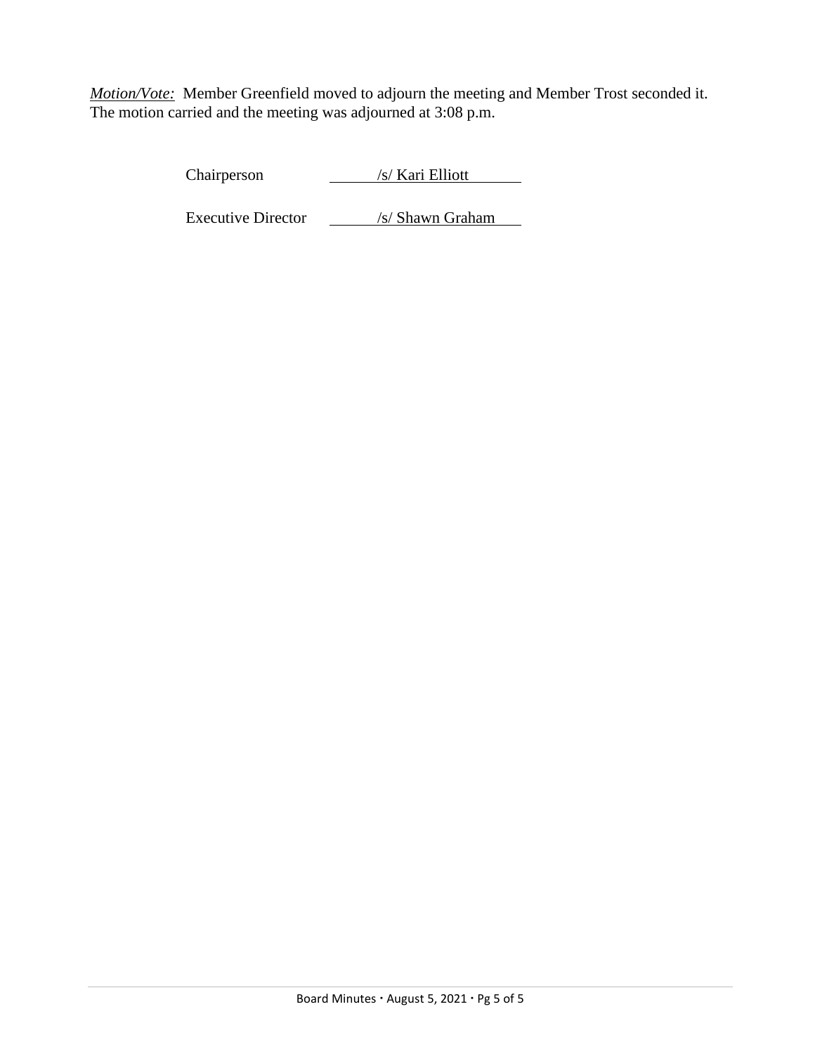*Motion/Vote:* Member Greenfield moved to adjourn the meeting and Member Trost seconded it. The motion carried and the meeting was adjourned at 3:08 p.m.

Chairperson /s/ Kari Elliott

Executive Director /s/ Shawn Graham